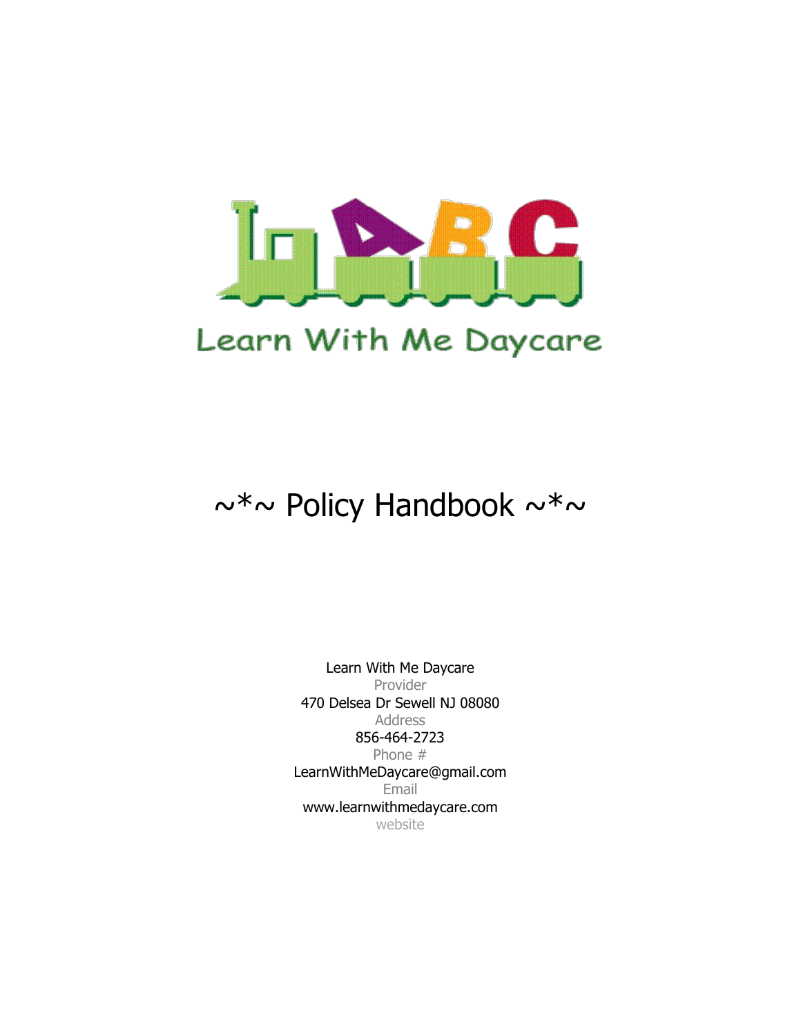Learn With Me Daycare

# ~*~ Policy Handbook ~*~

Learn With Me Daycare
Provider
470 Delsea Dr Sewell NJ 08080
Address
856-464-2723
Phone #
LearnWithMeDaycare@gmail.com
Email
www.learnwithmedaycare.com
website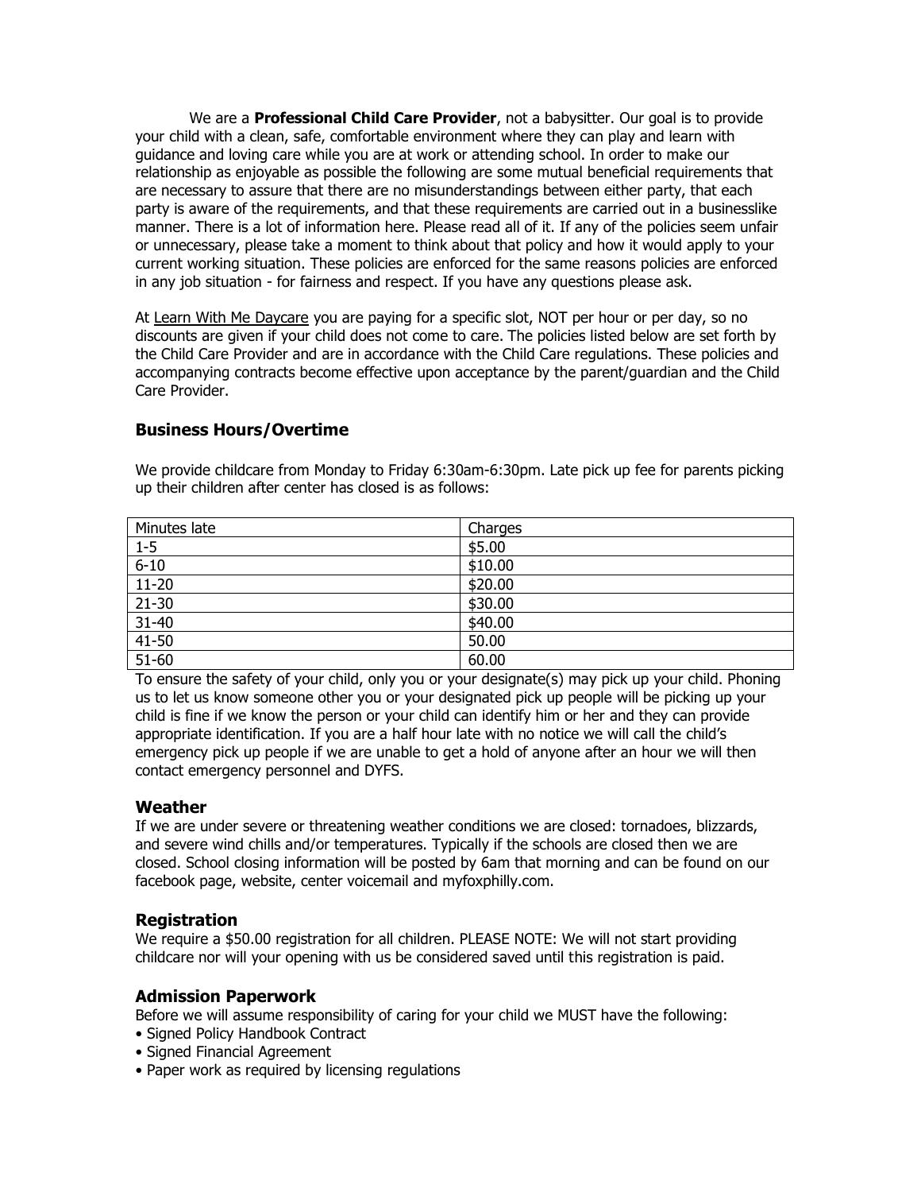We are a **Professional Child Care Provider**, not a babysitter. Our goal is to provide your child with a clean, safe, comfortable environment where they can play and learn with guidance and loving care while you are at work or attending school. In order to make our relationship as enjoyable as possible the following are some mutual beneficial requirements that are necessary to assure that there are no misunderstandings between either party, that each party is aware of the requirements, and that these requirements are carried out in a businesslike manner. There is a lot of information here. Please read all of it. If any of the policies seem unfair or unnecessary, please take a moment to think about that policy and how it would apply to your current working situation. These policies are enforced for the same reasons policies are enforced in any job situation - for fairness and respect. If you have any questions please ask.

At Learn With Me Daycare you are paying for a specific slot, NOT per hour or per day, so no discounts are given if your child does not come to care. The policies listed below are set forth by the Child Care Provider and are in accordance with the Child Care regulations. These policies and accompanying contracts become effective upon acceptance by the parent/guardian and the Child Care Provider.

### Business Hours/Overtime

We provide childcare from Monday to Friday 6:30am-6:30pm. Late pick up fee for parents picking up their children after center has closed is as follows:

| Minutes late | Charges |
|---|---|
| 1-5 | $5.00 |
| 6-10 | $10.00 |
| 11-20 | $20.00 |
| 21-30 | $30.00 |
| 31-40 | $40.00 |
| 41-50 | 50.00 |
| 51-60 | 60.00 |

To ensure the safety of your child, only you or your designate(s) may pick up your child. Phoning us to let us know someone other you or your designated pick up people will be picking up your child is fine if we know the person or your child can identify him or her and they can provide appropriate identification. If you are a half hour late with no notice we will call the child's emergency pick up people if we are unable to get a hold of anyone after an hour we will then contact emergency personnel and DYFS.

### Weather

If we are under severe or threatening weather conditions we are closed: tornadoes, blizzards, and severe wind chills and/or temperatures. Typically if the schools are closed then we are closed. School closing information will be posted by 6am that morning and can be found on our facebook page, website, center voicemail and myfoxphilly.com.

### Registration

We require a $50.00 registration for all children. PLEASE NOTE: We will not start providing childcare nor will your opening with us be considered saved until this registration is paid.

### Admission Paperwork

Before we will assume responsibility of caring for your child we MUST have the following:

- Signed Policy Handbook Contract
- Signed Financial Agreement
- Paper work as required by licensing regulations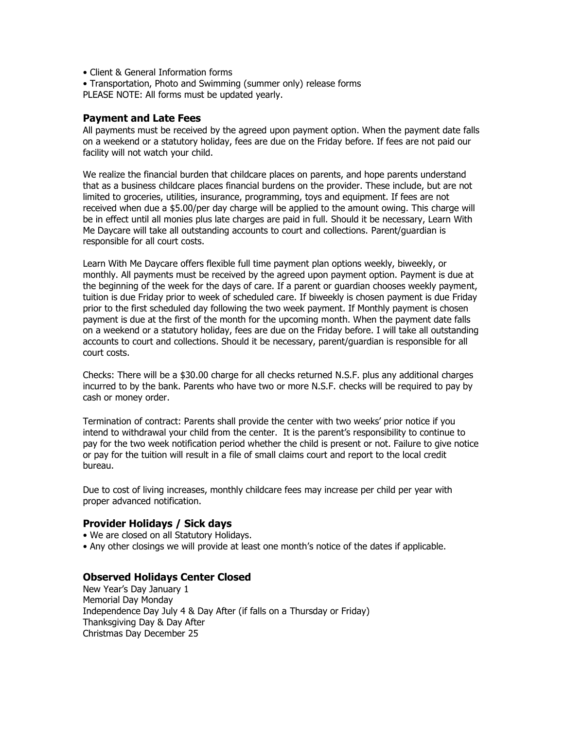- Client & General Information forms
- Transportation, Photo and Swimming (summer only) release forms

PLEASE NOTE: All forms must be updated yearly.

## Payment and Late Fees

All payments must be received by the agreed upon payment option. When the payment date falls on a weekend or a statutory holiday, fees are due on the Friday before. If fees are not paid our facility will not watch your child.

We realize the financial burden that childcare places on parents, and hope parents understand that as a business childcare places financial burdens on the provider. These include, but are not limited to groceries, utilities, insurance, programming, toys and equipment. If fees are not received when due a $5.00/per day charge will be applied to the amount owing. This charge will be in effect until all monies plus late charges are paid in full. Should it be necessary, Learn With Me Daycare will take all outstanding accounts to court and collections. Parent/guardian is responsible for all court costs.

Learn With Me Daycare offers flexible full time payment plan options weekly, biweekly, or monthly. All payments must be received by the agreed upon payment option. Payment is due at the beginning of the week for the days of care. If a parent or guardian chooses weekly payment, tuition is due Friday prior to week of scheduled care. If biweekly is chosen payment is due Friday prior to the first scheduled day following the two week payment. If Monthly payment is chosen payment is due at the first of the month for the upcoming month. When the payment date falls on a weekend or a statutory holiday, fees are due on the Friday before. I will take all outstanding accounts to court and collections. Should it be necessary, parent/guardian is responsible for all court costs.

Checks: There will be a $30.00 charge for all checks returned N.S.F. plus any additional charges incurred to by the bank. Parents who have two or more N.S.F. checks will be required to pay by cash or money order.

Termination of contract: Parents shall provide the center with two weeks' prior notice if you intend to withdrawal your child from the center. It is the parent's responsibility to continue to pay for the two week notification period whether the child is present or not. Failure to give notice or pay for the tuition will result in a file of small claims court and report to the local credit bureau.

Due to cost of living increases, monthly childcare fees may increase per child per year with proper advanced notification.

## Provider Holidays / Sick days

- We are closed on all Statutory Holidays.
- Any other closings we will provide at least one month's notice of the dates if applicable.

## Observed Holidays Center Closed

New Year's Day January 1
Memorial Day Monday
Independence Day July 4 & Day After (if falls on a Thursday or Friday)
Thanksgiving Day & Day After
Christmas Day December 25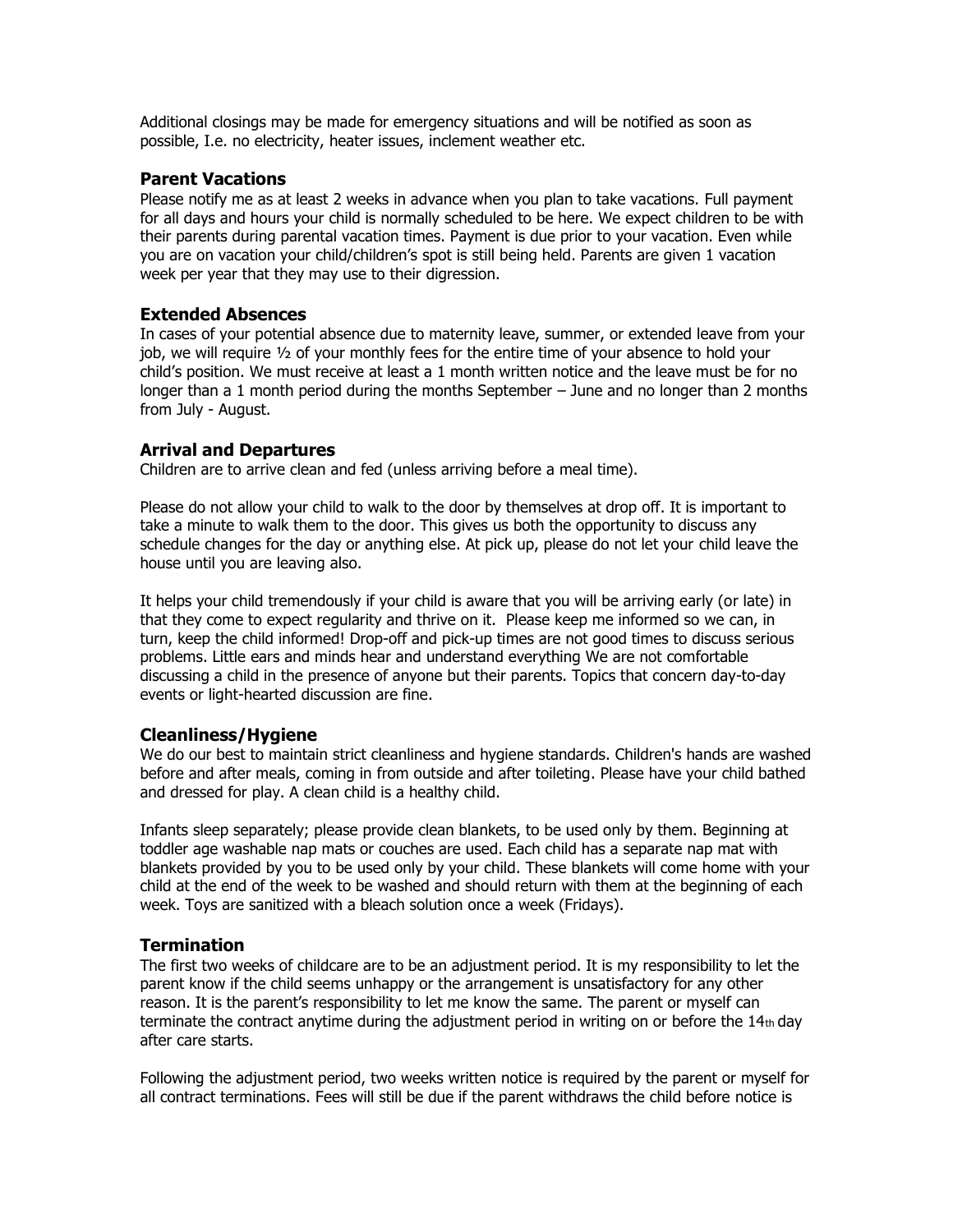Additional closings may be made for emergency situations and will be notified as soon as possible, I.e. no electricity, heater issues, inclement weather etc.

### Parent Vacations

Please notify me as at least 2 weeks in advance when you plan to take vacations. Full payment for all days and hours your child is normally scheduled to be here. We expect children to be with their parents during parental vacation times. Payment is due prior to your vacation. Even while you are on vacation your child/children's spot is still being held. Parents are given 1 vacation week per year that they may use to their digression.

### Extended Absences

In cases of your potential absence due to maternity leave, summer, or extended leave from your job, we will require ½ of your monthly fees for the entire time of your absence to hold your child's position. We must receive at least a 1 month written notice and the leave must be for no longer than a 1 month period during the months September – June and no longer than 2 months from July - August.

### Arrival and Departures

Children are to arrive clean and fed (unless arriving before a meal time).

Please do not allow your child to walk to the door by themselves at drop off. It is important to take a minute to walk them to the door. This gives us both the opportunity to discuss any schedule changes for the day or anything else. At pick up, please do not let your child leave the house until you are leaving also.

It helps your child tremendously if your child is aware that you will be arriving early (or late) in that they come to expect regularity and thrive on it. Please keep me informed so we can, in turn, keep the child informed! Drop-off and pick-up times are not good times to discuss serious problems. Little ears and minds hear and understand everything We are not comfortable discussing a child in the presence of anyone but their parents. Topics that concern day-to-day events or light-hearted discussion are fine.

### Cleanliness/Hygiene

We do our best to maintain strict cleanliness and hygiene standards. Children's hands are washed before and after meals, coming in from outside and after toileting. Please have your child bathed and dressed for play. A clean child is a healthy child.

Infants sleep separately; please provide clean blankets, to be used only by them. Beginning at toddler age washable nap mats or couches are used. Each child has a separate nap mat with blankets provided by you to be used only by your child. These blankets will come home with your child at the end of the week to be washed and should return with them at the beginning of each week. Toys are sanitized with a bleach solution once a week (Fridays).

### Termination

The first two weeks of childcare are to be an adjustment period. It is my responsibility to let the parent know if the child seems unhappy or the arrangement is unsatisfactory for any other reason. It is the parent's responsibility to let me know the same. The parent or myself can terminate the contract anytime during the adjustment period in writing on or before the 14th day after care starts.

Following the adjustment period, two weeks written notice is required by the parent or myself for all contract terminations. Fees will still be due if the parent withdraws the child before notice is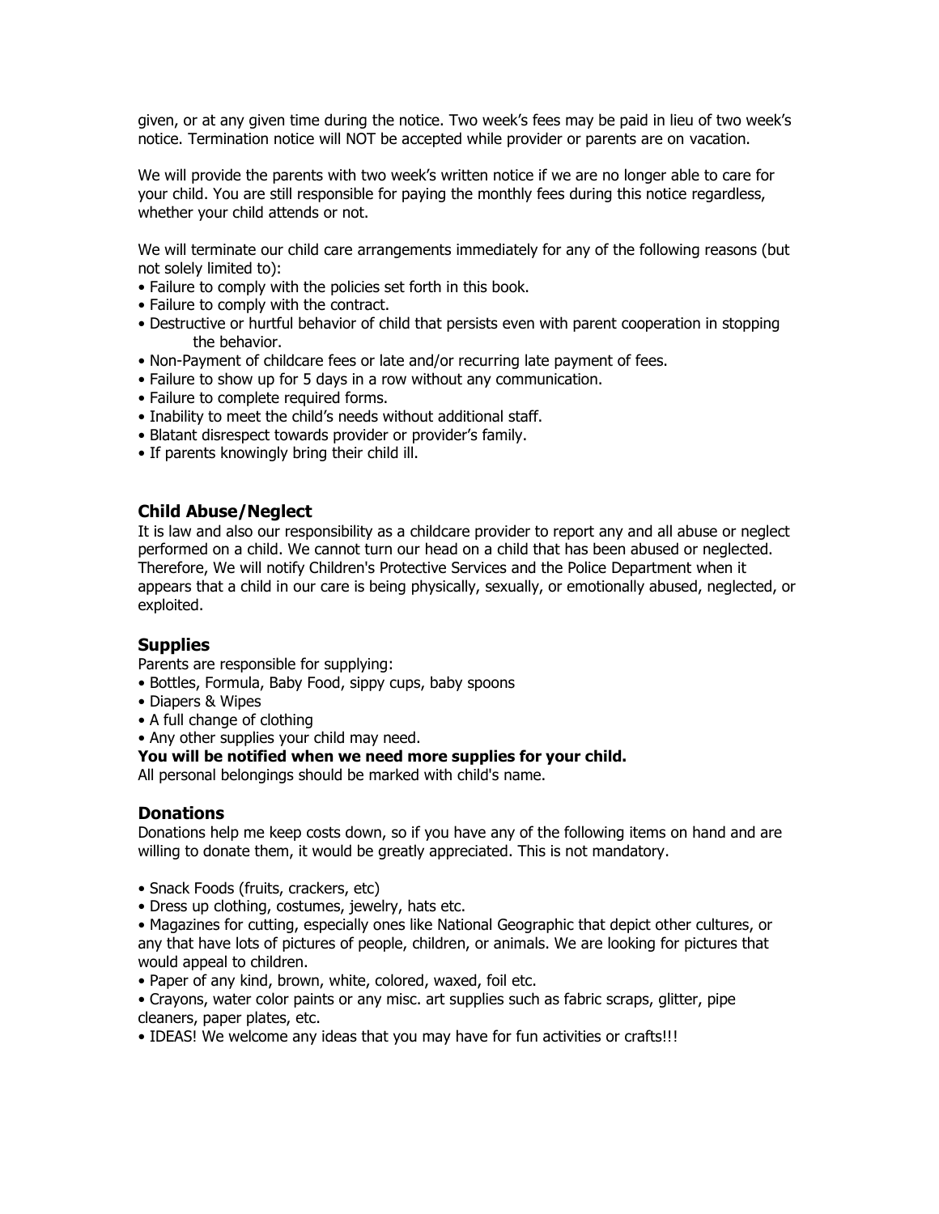given, or at any given time during the notice. Two week's fees may be paid in lieu of two week's notice. Termination notice will NOT be accepted while provider or parents are on vacation.

We will provide the parents with two week's written notice if we are no longer able to care for your child. You are still responsible for paying the monthly fees during this notice regardless, whether your child attends or not.

We will terminate our child care arrangements immediately for any of the following reasons (but not solely limited to):

- Failure to comply with the policies set forth in this book.
- Failure to comply with the contract.
- Destructive or hurtful behavior of child that persists even with parent cooperation in stopping the behavior.
- Non-Payment of childcare fees or late and/or recurring late payment of fees.
- Failure to show up for 5 days in a row without any communication.
- Failure to complete required forms.
- Inability to meet the child's needs without additional staff.
- Blatant disrespect towards provider or provider's family.
- If parents knowingly bring their child ill.

## Child Abuse/Neglect

It is law and also our responsibility as a childcare provider to report any and all abuse or neglect performed on a child. We cannot turn our head on a child that has been abused or neglected. Therefore, We will notify Children's Protective Services and the Police Department when it appears that a child in our care is being physically, sexually, or emotionally abused, neglected, or exploited.

## Supplies

Parents are responsible for supplying:

- Bottles, Formula, Baby Food, sippy cups, baby spoons
- Diapers & Wipes
- A full change of clothing
- Any other supplies your child may need.

**You will be notified when we need more supplies for your child.**

All personal belongings should be marked with child's name.

## Donations

Donations help me keep costs down, so if you have any of the following items on hand and are willing to donate them, it would be greatly appreciated. This is not mandatory.

- Snack Foods (fruits, crackers, etc)
- Dress up clothing, costumes, jewelry, hats etc.
- Magazines for cutting, especially ones like National Geographic that depict other cultures, or any that have lots of pictures of people, children, or animals. We are looking for pictures that would appeal to children.
- Paper of any kind, brown, white, colored, waxed, foil etc.
- Crayons, water color paints or any misc. art supplies such as fabric scraps, glitter, pipe cleaners, paper plates, etc.
- IDEAS! We welcome any ideas that you may have for fun activities or crafts!!!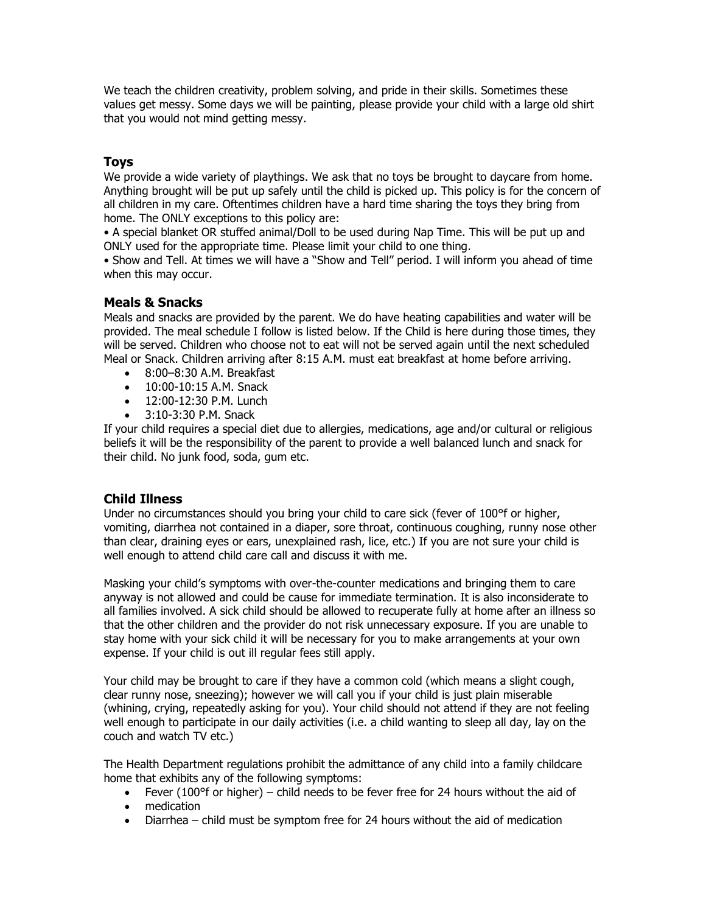We teach the children creativity, problem solving, and pride in their skills. Sometimes these values get messy. Some days we will be painting, please provide your child with a large old shirt that you would not mind getting messy.

### Toys

We provide a wide variety of playthings. We ask that no toys be brought to daycare from home. Anything brought will be put up safely until the child is picked up. This policy is for the concern of all children in my care. Oftentimes children have a hard time sharing the toys they bring from home. The ONLY exceptions to this policy are:

• A special blanket OR stuffed animal/Doll to be used during Nap Time. This will be put up and ONLY used for the appropriate time. Please limit your child to one thing.

• Show and Tell. At times we will have a "Show and Tell" period. I will inform you ahead of time when this may occur.

### Meals & Snacks

Meals and snacks are provided by the parent. We do have heating capabilities and water will be provided. The meal schedule I follow is listed below. If the Child is here during those times, they will be served. Children who choose not to eat will not be served again until the next scheduled Meal or Snack. Children arriving after 8:15 A.M. must eat breakfast at home before arriving.

- 8:00–8:30 A.M. Breakfast
- 10:00-10:15 A.M. Snack
- 12:00-12:30 P.M. Lunch
- 3:10-3:30 P.M. Snack

If your child requires a special diet due to allergies, medications, age and/or cultural or religious beliefs it will be the responsibility of the parent to provide a well balanced lunch and snack for their child. No junk food, soda, gum etc.

### Child Illness

Under no circumstances should you bring your child to care sick (fever of 100°f or higher, vomiting, diarrhea not contained in a diaper, sore throat, continuous coughing, runny nose other than clear, draining eyes or ears, unexplained rash, lice, etc.) If you are not sure your child is well enough to attend child care call and discuss it with me.

Masking your child's symptoms with over-the-counter medications and bringing them to care anyway is not allowed and could be cause for immediate termination. It is also inconsiderate to all families involved. A sick child should be allowed to recuperate fully at home after an illness so that the other children and the provider do not risk unnecessary exposure. If you are unable to stay home with your sick child it will be necessary for you to make arrangements at your own expense. If your child is out ill regular fees still apply.

Your child may be brought to care if they have a common cold (which means a slight cough, clear runny nose, sneezing); however we will call you if your child is just plain miserable (whining, crying, repeatedly asking for you). Your child should not attend if they are not feeling well enough to participate in our daily activities (i.e. a child wanting to sleep all day, lay on the couch and watch TV etc.)

The Health Department regulations prohibit the admittance of any child into a family childcare home that exhibits any of the following symptoms:

- Fever (100°f or higher) – child needs to be fever free for 24 hours without the aid of
- medication
- Diarrhea – child must be symptom free for 24 hours without the aid of medication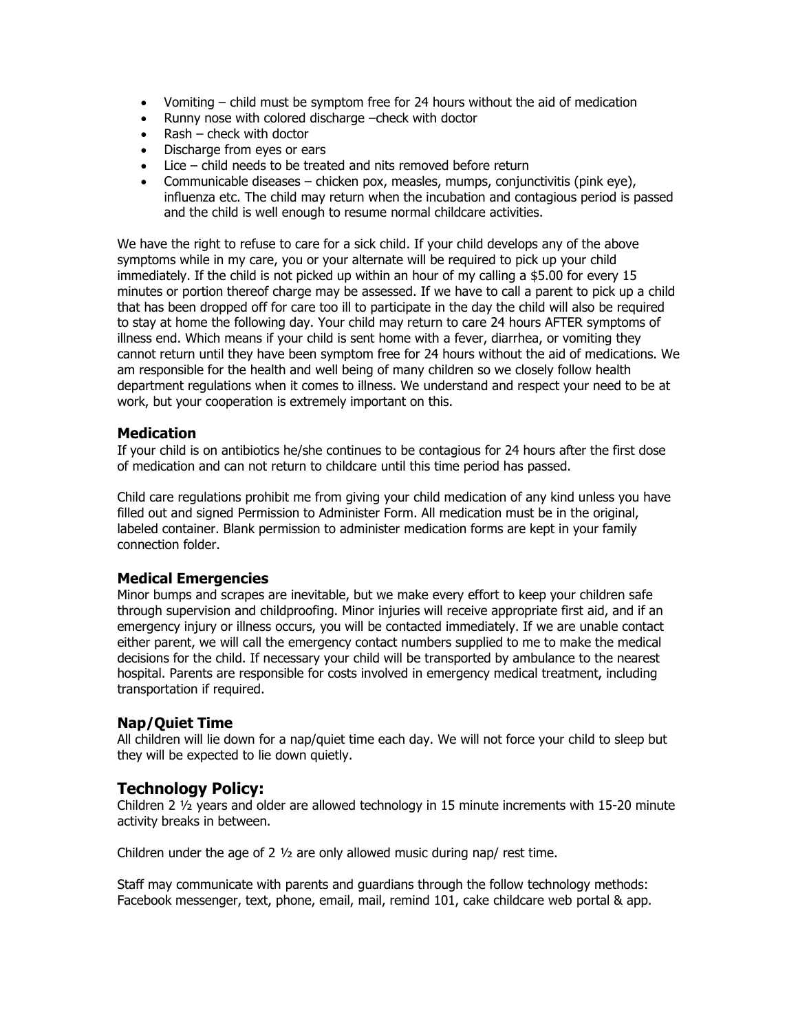- Vomiting – child must be symptom free for 24 hours without the aid of medication
- Runny nose with colored discharge –check with doctor
- Rash – check with doctor
- Discharge from eyes or ears
- Lice – child needs to be treated and nits removed before return
- Communicable diseases – chicken pox, measles, mumps, conjunctivitis (pink eye), influenza etc. The child may return when the incubation and contagious period is passed and the child is well enough to resume normal childcare activities.

We have the right to refuse to care for a sick child. If your child develops any of the above symptoms while in my care, you or your alternate will be required to pick up your child immediately. If the child is not picked up within an hour of my calling a $5.00 for every 15 minutes or portion thereof charge may be assessed. If we have to call a parent to pick up a child that has been dropped off for care too ill to participate in the day the child will also be required to stay at home the following day. Your child may return to care 24 hours AFTER symptoms of illness end. Which means if your child is sent home with a fever, diarrhea, or vomiting they cannot return until they have been symptom free for 24 hours without the aid of medications. We am responsible for the health and well being of many children so we closely follow health department regulations when it comes to illness. We understand and respect your need to be at work, but your cooperation is extremely important on this.

### Medication

If your child is on antibiotics he/she continues to be contagious for 24 hours after the first dose of medication and can not return to childcare until this time period has passed.

Child care regulations prohibit me from giving your child medication of any kind unless you have filled out and signed Permission to Administer Form. All medication must be in the original, labeled container. Blank permission to administer medication forms are kept in your family connection folder.

### Medical Emergencies

Minor bumps and scrapes are inevitable, but we make every effort to keep your children safe through supervision and childproofing. Minor injuries will receive appropriate first aid, and if an emergency injury or illness occurs, you will be contacted immediately. If we are unable contact either parent, we will call the emergency contact numbers supplied to me to make the medical decisions for the child. If necessary your child will be transported by ambulance to the nearest hospital. Parents are responsible for costs involved in emergency medical treatment, including transportation if required.

### Nap/Quiet Time

All children will lie down for a nap/quiet time each day. We will not force your child to sleep but they will be expected to lie down quietly.

## Technology Policy:

Children 2 ½ years and older are allowed technology in 15 minute increments with 15-20 minute activity breaks in between.

Children under the age of 2 ½ are only allowed music during nap/ rest time.

Staff may communicate with parents and guardians through the follow technology methods: Facebook messenger, text, phone, email, mail, remind 101, cake childcare web portal & app.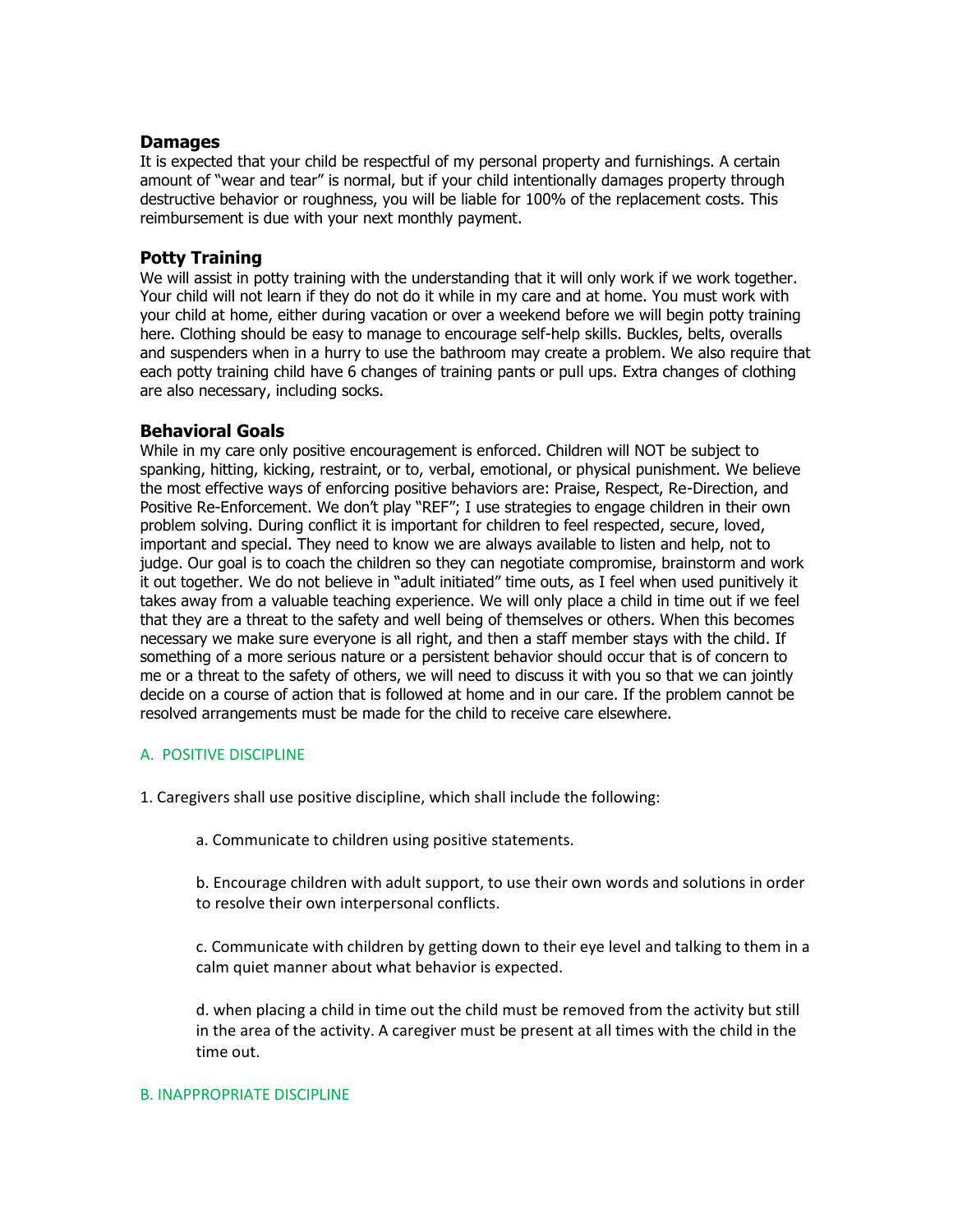## Damages

It is expected that your child be respectful of my personal property and furnishings. A certain amount of "wear and tear" is normal, but if your child intentionally damages property through destructive behavior or roughness, you will be liable for 100% of the replacement costs. This reimbursement is due with your next monthly payment.

## Potty Training

We will assist in potty training with the understanding that it will only work if we work together. Your child will not learn if they do not do it while in my care and at home. You must work with your child at home, either during vacation or over a weekend before we will begin potty training here. Clothing should be easy to manage to encourage self-help skills. Buckles, belts, overalls and suspenders when in a hurry to use the bathroom may create a problem. We also require that each potty training child have 6 changes of training pants or pull ups. Extra changes of clothing are also necessary, including socks.

## Behavioral Goals

While in my care only positive encouragement is enforced. Children will NOT be subject to spanking, hitting, kicking, restraint, or to, verbal, emotional, or physical punishment. We believe the most effective ways of enforcing positive behaviors are: Praise, Respect, Re-Direction, and Positive Re-Enforcement. We don't play "REF"; I use strategies to engage children in their own problem solving. During conflict it is important for children to feel respected, secure, loved, important and special. They need to know we are always available to listen and help, not to judge. Our goal is to coach the children so they can negotiate compromise, brainstorm and work it out together. We do not believe in "adult initiated" time outs, as I feel when used punitively it takes away from a valuable teaching experience. We will only place a child in time out if we feel that they are a threat to the safety and well being of themselves or others. When this becomes necessary we make sure everyone is all right, and then a staff member stays with the child. If something of a more serious nature or a persistent behavior should occur that is of concern to me or a threat to the safety of others, we will need to discuss it with you so that we can jointly decide on a course of action that is followed at home and in our care. If the problem cannot be resolved arrangements must be made for the child to receive care elsewhere.

### A. POSITIVE DISCIPLINE

1. Caregivers shall use positive discipline, which shall include the following:

    a. Communicate to children using positive statements.

    b. Encourage children with adult support, to use their own words and solutions in order to resolve their own interpersonal conflicts.

    c. Communicate with children by getting down to their eye level and talking to them in a calm quiet manner about what behavior is expected.

    d. when placing a child in time out the child must be removed from the activity but still in the area of the activity. A caregiver must be present at all times with the child in the time out.

### B. INAPPROPRIATE DISCIPLINE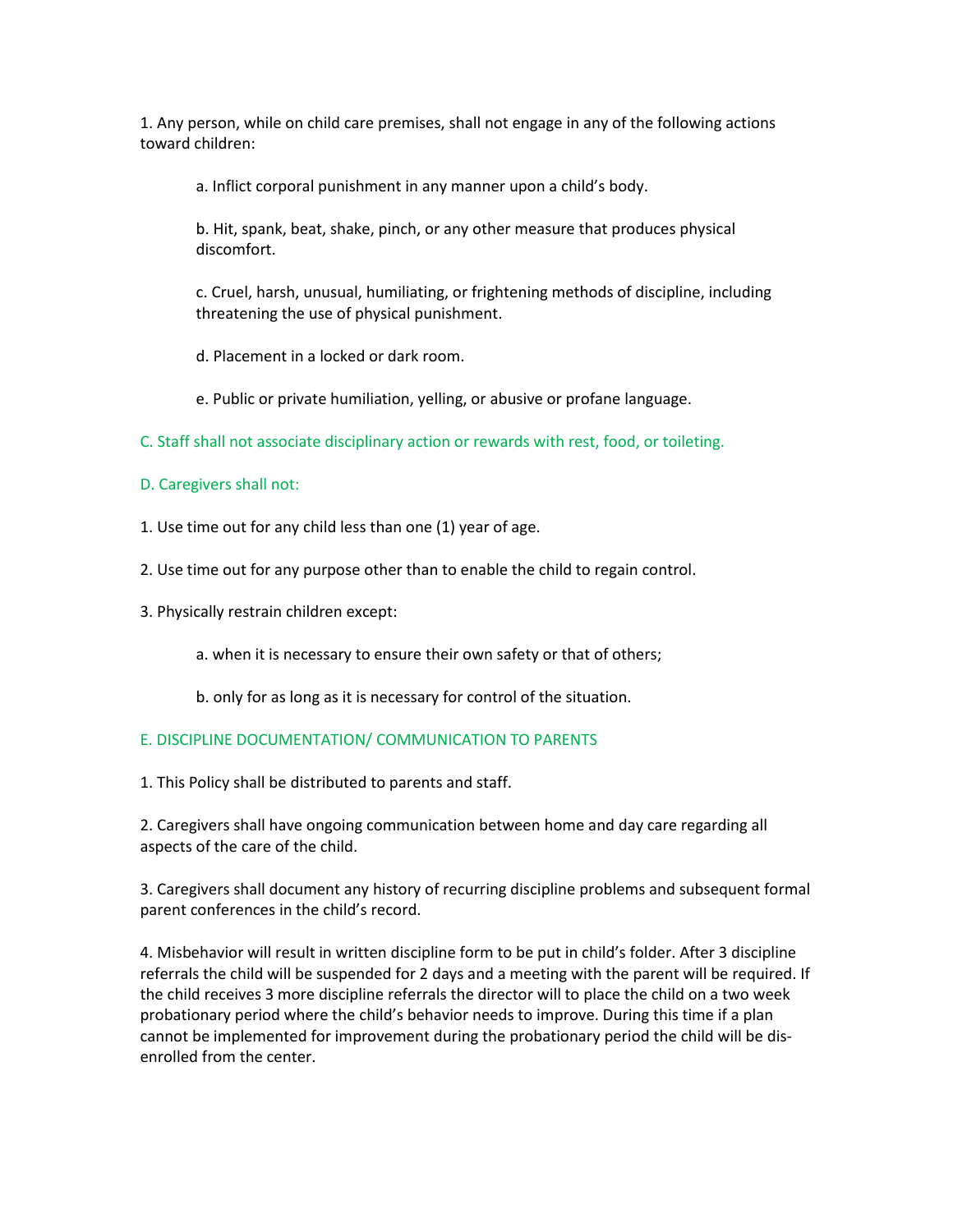1. Any person, while on child care premises, shall not engage in any of the following actions toward children:

   a. Inflict corporal punishment in any manner upon a child's body.

   b. Hit, spank, beat, shake, pinch, or any other measure that produces physical discomfort.

   c. Cruel, harsh, unusual, humiliating, or frightening methods of discipline, including threatening the use of physical punishment.

   d. Placement in a locked or dark room.

   e. Public or private humiliation, yelling, or abusive or profane language.

## C. Staff shall not associate disciplinary action or rewards with rest, food, or toileting.

## D. Caregivers shall not:

1. Use time out for any child less than one (1) year of age.

2. Use time out for any purpose other than to enable the child to regain control.

3. Physically restrain children except:

   a. when it is necessary to ensure their own safety or that of others;

   b. only for as long as it is necessary for control of the situation.

## E. DISCIPLINE DOCUMENTATION/ COMMUNICATION TO PARENTS

1. This Policy shall be distributed to parents and staff.

2. Caregivers shall have ongoing communication between home and day care regarding all aspects of the care of the child.

3. Caregivers shall document any history of recurring discipline problems and subsequent formal parent conferences in the child's record.

4. Misbehavior will result in written discipline form to be put in child's folder. After 3 discipline referrals the child will be suspended for 2 days and a meeting with the parent will be required. If the child receives 3 more discipline referrals the director will to place the child on a two week probationary period where the child's behavior needs to improve. During this time if a plan cannot be implemented for improvement during the probationary period the child will be dis-enrolled from the center.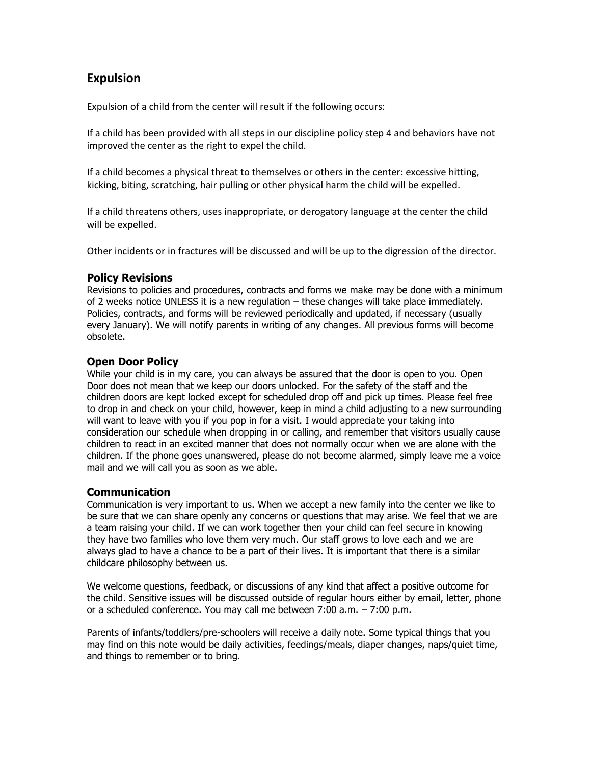## Expulsion

Expulsion of a child from the center will result if the following occurs:

If a child has been provided with all steps in our discipline policy step 4 and behaviors have not improved the center as the right to expel the child.

If a child becomes a physical threat to themselves or others in the center: excessive hitting, kicking, biting, scratching, hair pulling or other physical harm the child will be expelled.

If a child threatens others, uses inappropriate, or derogatory language at the center the child will be expelled.

Other incidents or in fractures will be discussed and will be up to the digression of the director.

### Policy Revisions

Revisions to policies and procedures, contracts and forms we make may be done with a minimum of 2 weeks notice UNLESS it is a new regulation – these changes will take place immediately. Policies, contracts, and forms will be reviewed periodically and updated, if necessary (usually every January). We will notify parents in writing of any changes. All previous forms will become obsolete.

### Open Door Policy

While your child is in my care, you can always be assured that the door is open to you. Open Door does not mean that we keep our doors unlocked. For the safety of the staff and the children doors are kept locked except for scheduled drop off and pick up times. Please feel free to drop in and check on your child, however, keep in mind a child adjusting to a new surrounding will want to leave with you if you pop in for a visit. I would appreciate your taking into consideration our schedule when dropping in or calling, and remember that visitors usually cause children to react in an excited manner that does not normally occur when we are alone with the children. If the phone goes unanswered, please do not become alarmed, simply leave me a voice mail and we will call you as soon as we able.

### Communication

Communication is very important to us. When we accept a new family into the center we like to be sure that we can share openly any concerns or questions that may arise. We feel that we are a team raising your child. If we can work together then your child can feel secure in knowing they have two families who love them very much. Our staff grows to love each and we are always glad to have a chance to be a part of their lives. It is important that there is a similar childcare philosophy between us.

We welcome questions, feedback, or discussions of any kind that affect a positive outcome for the child. Sensitive issues will be discussed outside of regular hours either by email, letter, phone or a scheduled conference. You may call me between 7:00 a.m. – 7:00 p.m.

Parents of infants/toddlers/pre-schoolers will receive a daily note. Some typical things that you may find on this note would be daily activities, feedings/meals, diaper changes, naps/quiet time, and things to remember or to bring.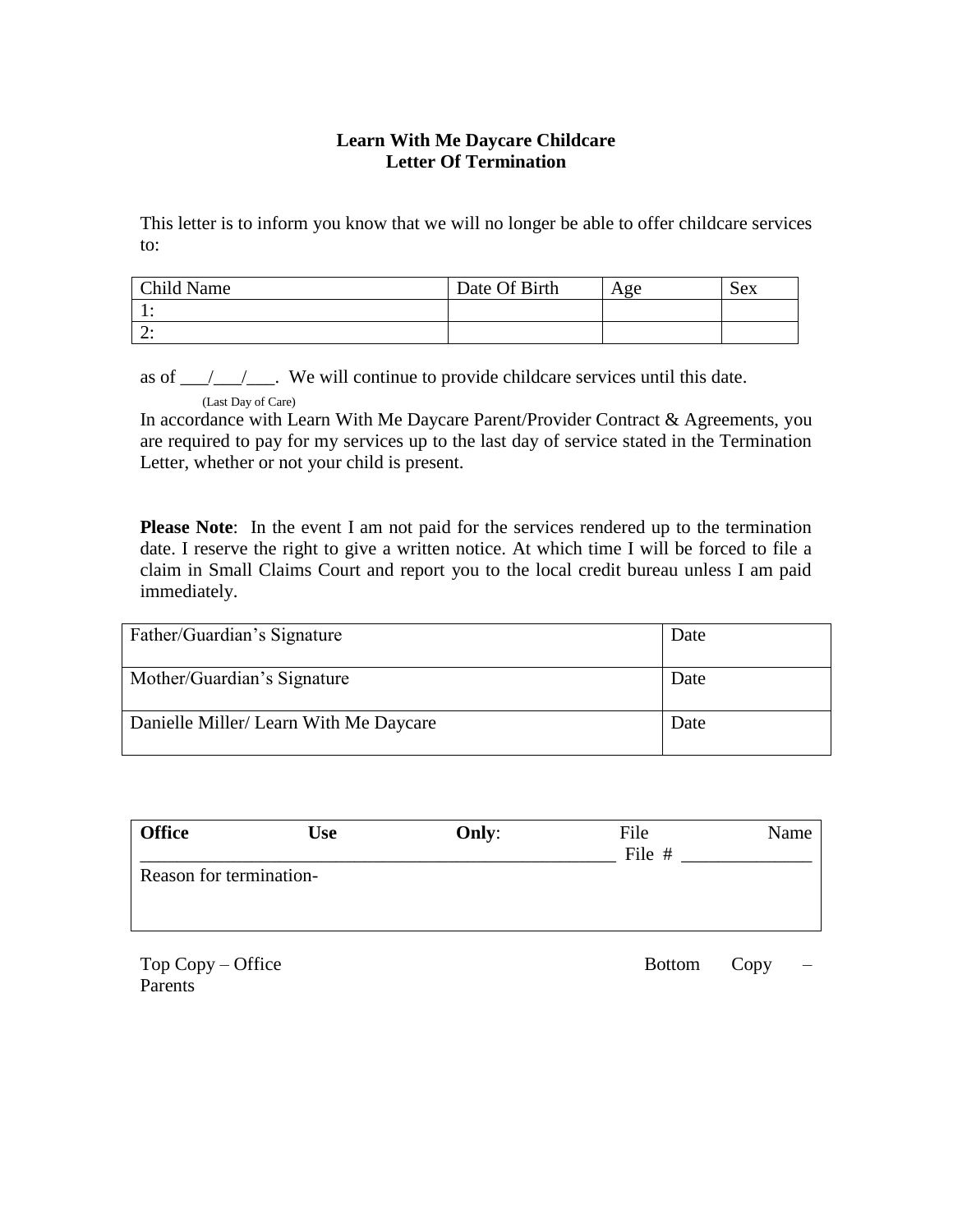**Learn With Me Daycare Childcare**
**Letter Of Termination**

This letter is to inform you know that we will no longer be able to offer childcare services to:

| Child Name | Date Of Birth | Age | Sex |
|---|---|---|---|
| 1: | | | |
| 2: | | | |

as of ___/___/___. We will continue to provide childcare services until this date.
(Last Day of Care)

In accordance with Learn With Me Daycare Parent/Provider Contract & Agreements, you are required to pay for my services up to the last day of service stated in the Termination Letter, whether or not your child is present.

**Please Note**: In the event I am not paid for the services rendered up to the termination date. I reserve the right to give a written notice. At which time I will be forced to file a claim in Small Claims Court and report you to the local credit bureau unless I am paid immediately.

| Father/Guardian's Signature | Date |
|---|---|
| Mother/Guardian's Signature | Date |
| Danielle Miller/ Learn With Me Daycare | Date |

| **Office Use Only**: File Name ______________________________________ File # ______________ |
|---|
| Reason for termination- |

Top Copy – Office Bottom Copy – Parents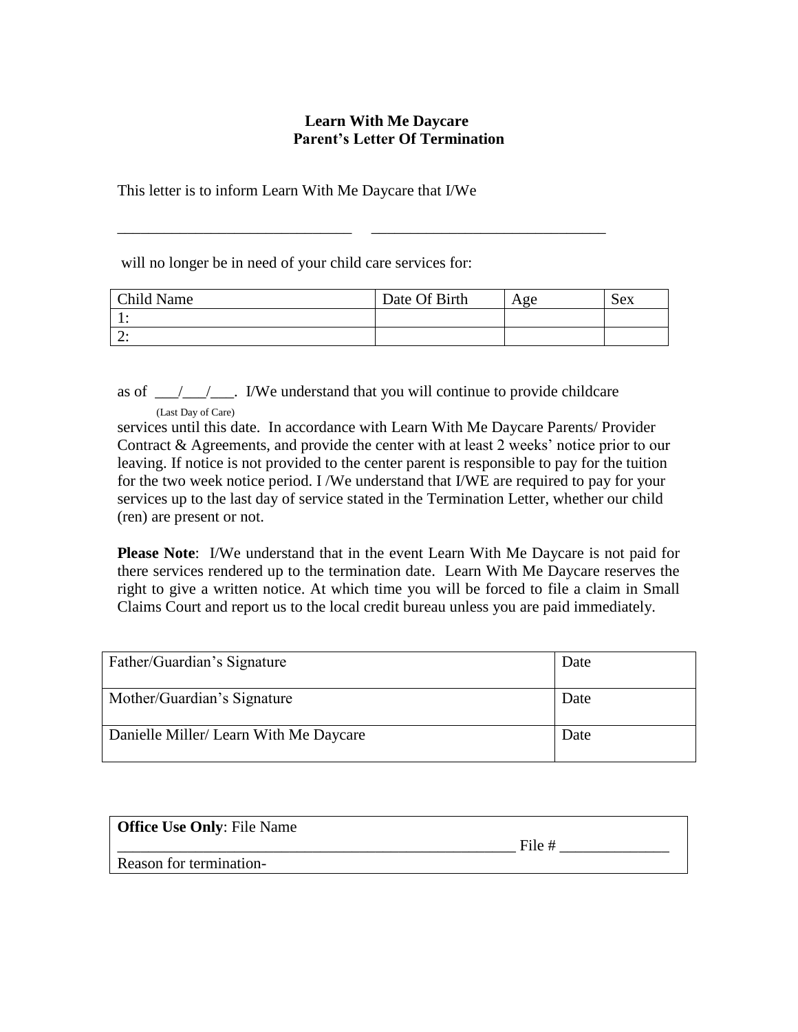**Learn With Me Daycare**
**Parent's Letter Of Termination**

This letter is to inform Learn With Me Daycare that I/We

______________________________ ______________________________

will no longer be in need of your child care services for:

| Child Name | Date Of Birth | Age | Sex |
|---|---|---|---|
| 1: | | | |
| 2: | | | |

as of ___/___/___. I/We understand that you will continue to provide childcare
(Last Day of Care)
services until this date. In accordance with Learn With Me Daycare Parents/ Provider Contract & Agreements, and provide the center with at least 2 weeks' notice prior to our leaving. If notice is not provided to the center parent is responsible to pay for the tuition for the two week notice period. I /We understand that I/WE are required to pay for your services up to the last day of service stated in the Termination Letter, whether our child (ren) are present or not.

**Please Note**: I/We understand that in the event Learn With Me Daycare is not paid for there services rendered up to the termination date. Learn With Me Daycare reserves the right to give a written notice. At which time you will be forced to file a claim in Small Claims Court and report us to the local credit bureau unless you are paid immediately.

| | |
|---|---|
| Father/Guardian's Signature | Date |
| Mother/Guardian's Signature | Date |
| Danielle Miller/ Learn With Me Daycare | Date |

**Office Use Only**: File Name
______________________________________________________ File # ______________
Reason for termination-